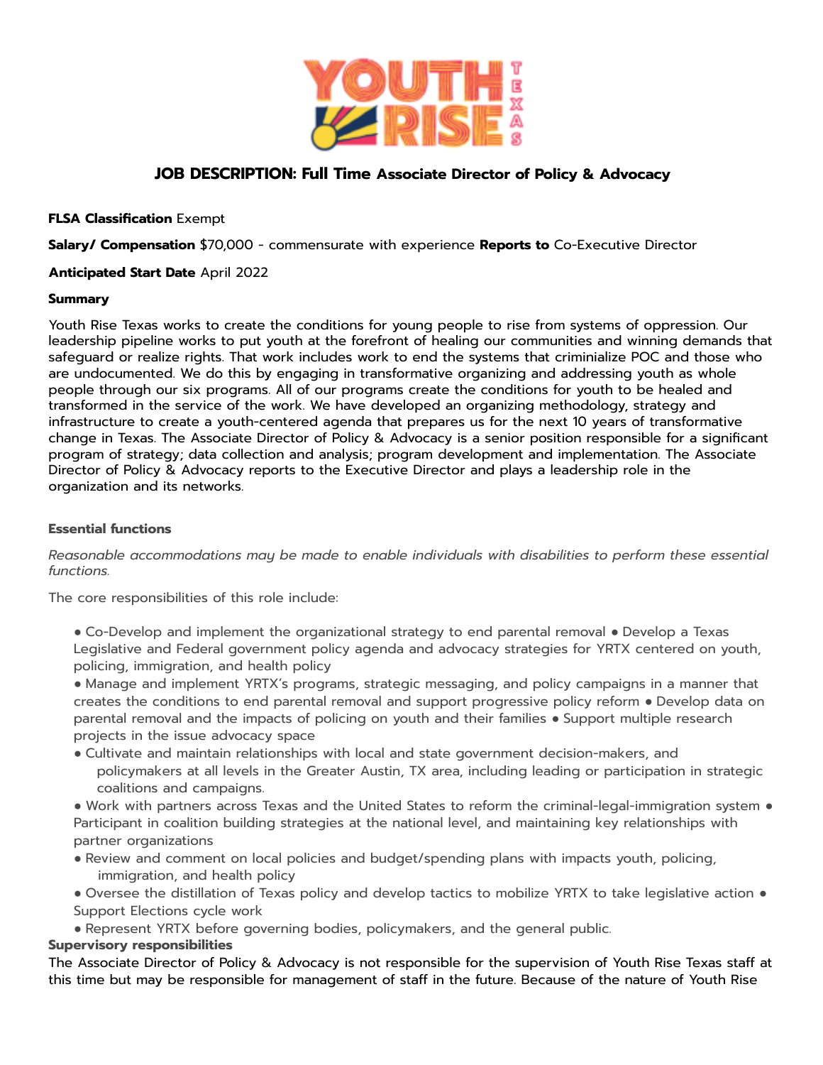# JOB DESCRIPTION: Full Time Associate Director of Policy & Advocacy

**FLSA Classification** Exempt

**Salary/ Compensation** $70,000 - commensurate with experience **Reports to** Co-Executive Director

**Anticipated Start Date** April 2022

**Summary**

Youth Rise Texas works to create the conditions for young people to rise from systems of oppression. Our leadership pipeline works to put youth at the forefront of healing our communities and winning demands that safeguard or realize rights. That work includes work to end the systems that criminialize POC and those who are undocumented. We do this by engaging in transformative organizing and addressing youth as whole people through our six programs. All of our programs create the conditions for youth to be healed and transformed in the service of the work. We have developed an organizing methodology, strategy and infrastructure to create a youth-centered agenda that prepares us for the next 10 years of transformative change in Texas. The Associate Director of Policy & Advocacy is a senior position responsible for a significant program of strategy; data collection and analysis; program development and implementation. The Associate Director of Policy & Advocacy reports to the Executive Director and plays a leadership role in the organization and its networks.

**Essential functions**

*Reasonable accommodations may be made to enable individuals with disabilities to perform these essential functions.*

The core responsibilities of this role include:

- Co-Develop and implement the organizational strategy to end parental removal
- Develop a Texas Legislative and Federal government policy agenda and advocacy strategies for YRTX centered on youth, policing, immigration, and health policy
- Manage and implement YRTX's programs, strategic messaging, and policy campaigns in a manner that creates the conditions to end parental removal and support progressive policy reform
- Develop data on parental removal and the impacts of policing on youth and their families
- Support multiple research projects in the issue advocacy space
- Cultivate and maintain relationships with local and state government decision-makers, and policymakers at all levels in the Greater Austin, TX area, including leading or participation in strategic coalitions and campaigns.
- Work with partners across Texas and the United States to reform the criminal-legal-immigration system
- Participant in coalition building strategies at the national level, and maintaining key relationships with partner organizations
- Review and comment on local policies and budget/spending plans with impacts youth, policing, immigration, and health policy
- Oversee the distillation of Texas policy and develop tactics to mobilize YRTX to take legislative action
- Support Elections cycle work
- Represent YRTX before governing bodies, policymakers, and the general public.

**Supervisory responsibilities**

The Associate Director of Policy & Advocacy is not responsible for the supervision of Youth Rise Texas staff at this time but may be responsible for management of staff in the future. Because of the nature of Youth Rise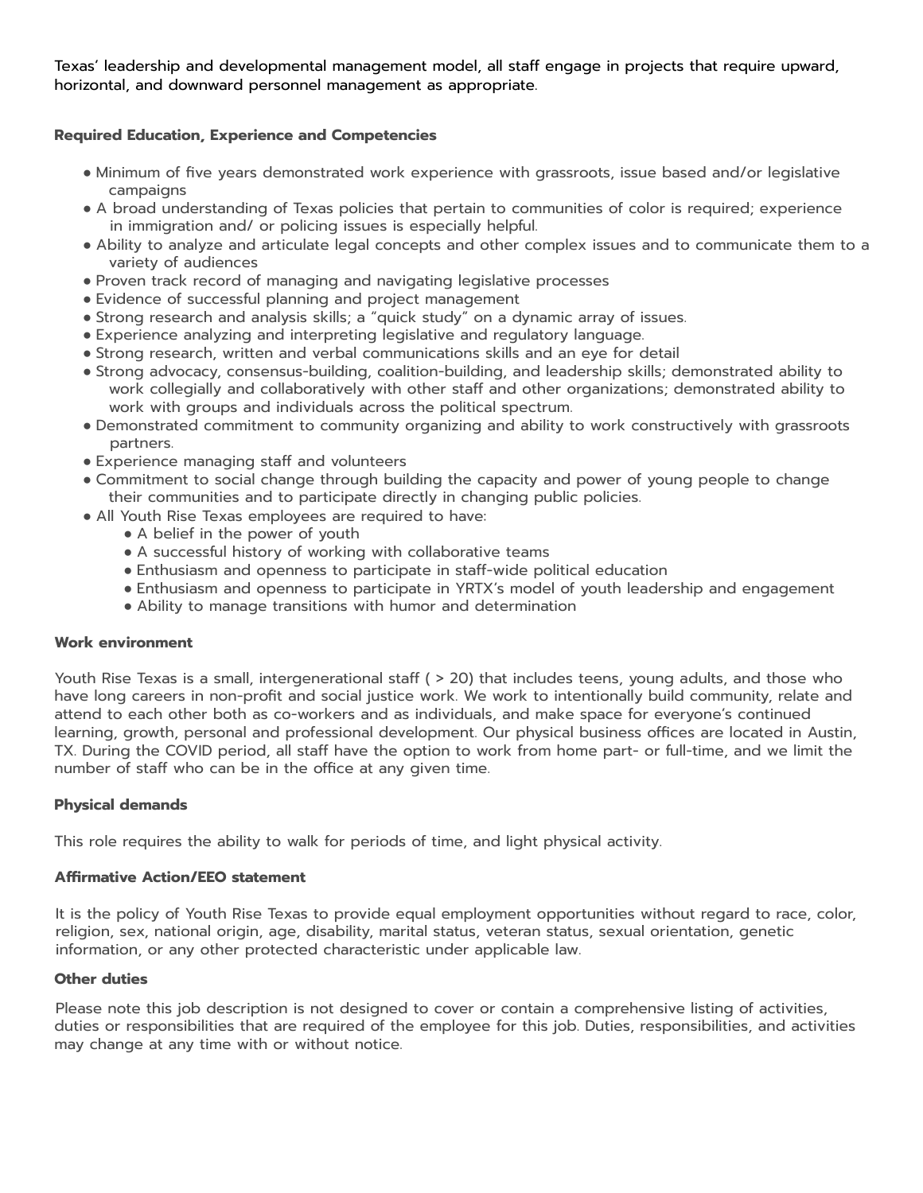Texas' leadership and developmental management model, all staff engage in projects that require upward, horizontal, and downward personnel management as appropriate.

**Required Education, Experience and Competencies**

- Minimum of five years demonstrated work experience with grassroots, issue based and/or legislative campaigns
- A broad understanding of Texas policies that pertain to communities of color is required; experience in immigration and/ or policing issues is especially helpful.
- Ability to analyze and articulate legal concepts and other complex issues and to communicate them to a variety of audiences
- Proven track record of managing and navigating legislative processes
- Evidence of successful planning and project management
- Strong research and analysis skills; a "quick study" on a dynamic array of issues.
- Experience analyzing and interpreting legislative and regulatory language.
- Strong research, written and verbal communications skills and an eye for detail
- Strong advocacy, consensus-building, coalition-building, and leadership skills; demonstrated ability to work collegially and collaboratively with other staff and other organizations; demonstrated ability to work with groups and individuals across the political spectrum.
- Demonstrated commitment to community organizing and ability to work constructively with grassroots partners.
- Experience managing staff and volunteers
- Commitment to social change through building the capacity and power of young people to change their communities and to participate directly in changing public policies.
- All Youth Rise Texas employees are required to have:
    - A belief in the power of youth
    - A successful history of working with collaborative teams
    - Enthusiasm and openness to participate in staff-wide political education
    - Enthusiasm and openness to participate in YRTX's model of youth leadership and engagement
    - Ability to manage transitions with humor and determination

**Work environment**

Youth Rise Texas is a small, intergenerational staff ( > 20) that includes teens, young adults, and those who have long careers in non-profit and social justice work. We work to intentionally build community, relate and attend to each other both as co-workers and as individuals, and make space for everyone's continued learning, growth, personal and professional development. Our physical business offices are located in Austin, TX. During the COVID period, all staff have the option to work from home part- or full-time, and we limit the number of staff who can be in the office at any given time.

**Physical demands**

This role requires the ability to walk for periods of time, and light physical activity.

**Affirmative Action/EEO statement**

It is the policy of Youth Rise Texas to provide equal employment opportunities without regard to race, color, religion, sex, national origin, age, disability, marital status, veteran status, sexual orientation, genetic information, or any other protected characteristic under applicable law.

**Other duties**

Please note this job description is not designed to cover or contain a comprehensive listing of activities, duties or responsibilities that are required of the employee for this job. Duties, responsibilities, and activities may change at any time with or without notice.